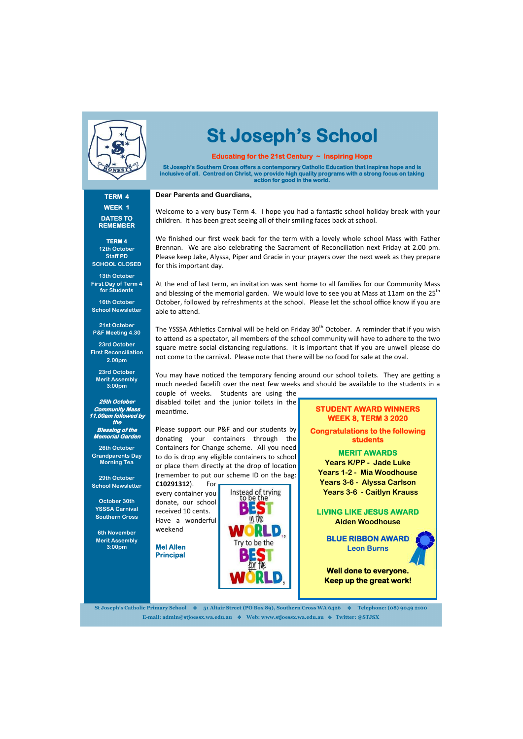# St Joseph's School

**Educating for the 21st Century ~ Inspiring Hope**

**St Joseph's Southern Cross offers a contemporary Catholic Education that inspires hope and is inclusive of all. Centred on Christ, we provide high quality programs with a strong focus on taking action for good in the world.**

## TERM 4 WEEK 1

### DATES TO REMEMBER

**TERM 4**
**12th October**
**Staff PD**
**SCHOOL CLOSED**

**13th October**
**First Day of Term 4 for Students**

**16th October**
**School Newsletter**

**21st October**
**P&F Meeting 4.30**

**23rd October**
**First Reconciliation 2.00pm**

**23rd October**
**Merit Assembly 3:00pm**

***25th October***
***Community Mass 11.00am followed by the Blessing of the Memorial Garden***

**26th October**
**Grandparents Day Morning Tea**

**29th October**
**School Newsletter**

**October 30th**
**YSSSA Carnival Southern Cross**

**6th November**
**Merit Assembly 3:00pm**

**Dear Parents and Guardians,**

Welcome to a very busy Term 4. I hope you had a fantastic school holiday break with your children. It has been great seeing all of their smiling faces back at school.

We finished our first week back for the term with a lovely whole school Mass with Father Brennan. We are also celebrating the Sacrament of Reconciliation next Friday at 2.00 pm. Please keep Jake, Alyssa, Piper and Gracie in your prayers over the next week as they prepare for this important day.

At the end of last term, an invitation was sent home to all families for our Community Mass and blessing of the memorial garden. We would love to see you at Mass at 11am on the 25th October, followed by refreshments at the school. Please let the school office know if you are able to attend.

The YSSSA Athletics Carnival will be held on Friday 30th October. A reminder that if you wish to attend as a spectator, all members of the school community will have to adhere to the two square metre social distancing regulations. It is important that if you are unwell please do not come to the carnival. Please note that there will be no food for sale at the oval.

You may have noticed the temporary fencing around our school toilets. They are getting a much needed facelift over the next few weeks and should be available to the students in a couple of weeks. Students are using the disabled toilet and the junior toilets in the meantime.

Please support our P&F and our students by donating your containers through the Containers for Change scheme. All you need to do is drop any eligible containers to school or place them directly at the drop of location (remember to put our scheme ID on the bag: **C10291312**). For every container you donate, our school received 10 cents. Have a wonderful weekend

**Mel Allen**
**Principal**

"Instead of trying to be the BEST in the WORLD, Try to be the BEST for the WORLD."

## STUDENT AWARD WINNERS WEEK 8, TERM 3 2020

**Congratulations to the following students**

### MERIT AWARDS

**Years K/PP - Jade Luke**
**Years 1-2 - Mia Woodhouse**
**Years 3-6 - Alyssa Carlson**
**Years 3-6 - Caitlyn Krauss**

### LIVING LIKE JESUS AWARD

**Aiden Woodhouse**

### BLUE RIBBON AWARD

**Leon Burns**

**Well done to everyone.**
**Keep up the great work!**

St Joseph's Catholic Primary School ❖ 51 Altair Street (PO Box 89), Southern Cross WA 6426 ❖ Telephone: (08) 9049 2100
E-mail: admin@stjoessx.wa.edu.au ❖ Web: www.stjoessx.wa.edu.au ❖ Twitter: @STJSX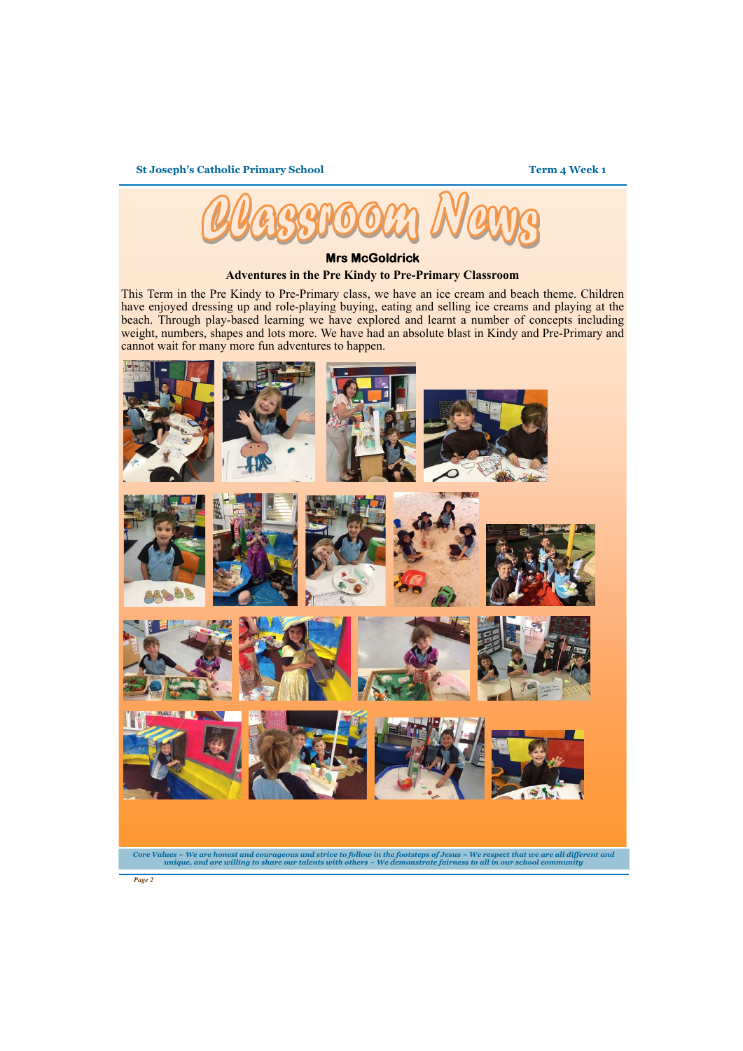# Classroom News

### Mrs McGoldrick

**Adventures in the Pre Kindy to Pre-Primary Classroom**

This Term in the Pre Kindy to Pre-Primary class, we have an ice cream and beach theme. Children have enjoyed dressing up and role-playing buying, eating and selling ice creams and playing at the beach. Through play-based learning we have explored and learnt a number of concepts including weight, numbers, shapes and lots more. We have had an absolute blast in Kindy and Pre-Primary and cannot wait for many more fun adventures to happen.

*Core Values ~ We are honest and courageous and strive to follow in the footsteps of Jesus ~ We respect that we are all different and unique, and are willing to share our talents with others ~ We demonstrate fairness to all in our school community*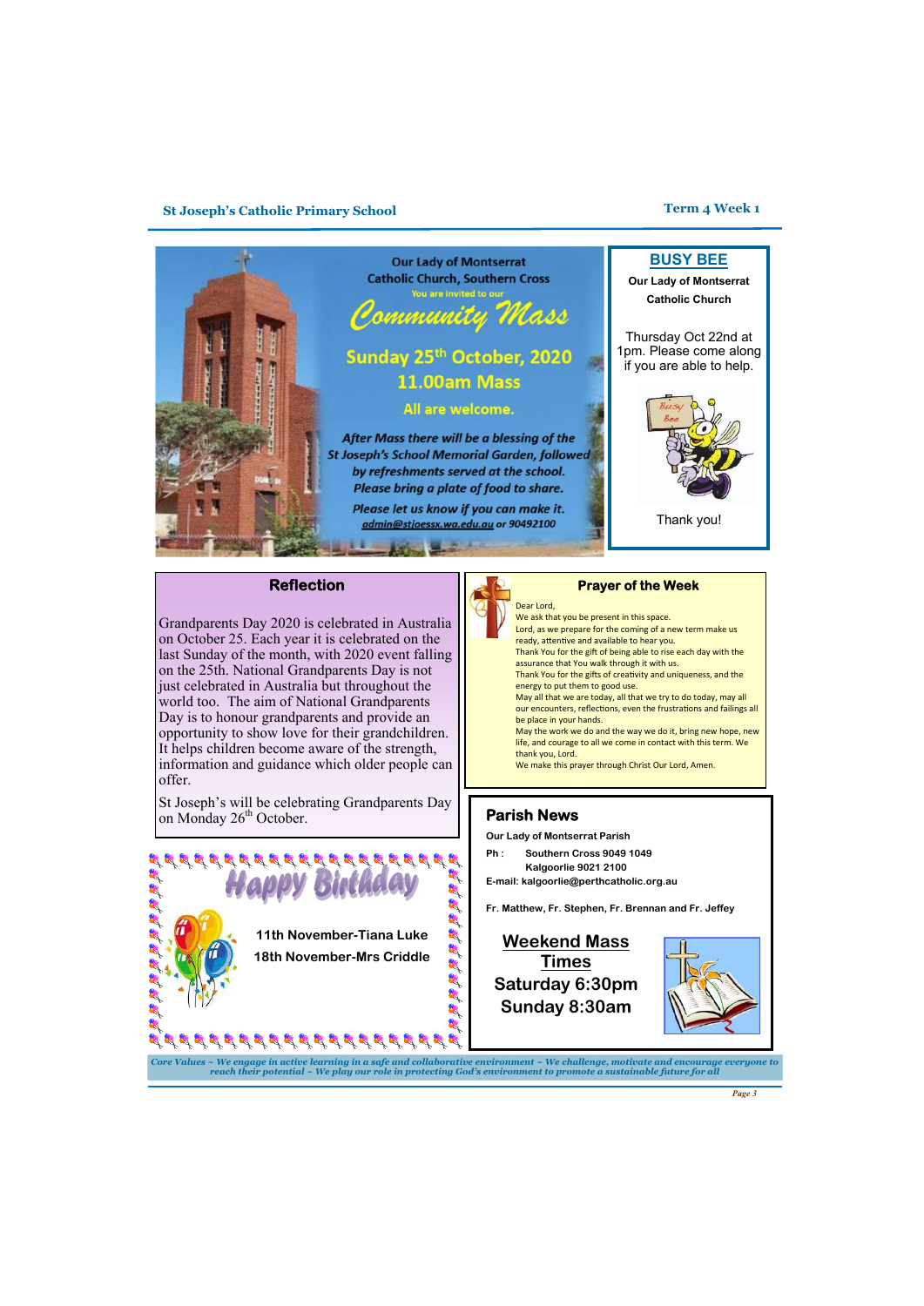Our Lady of Montserrat Catholic Church, Southern Cross

You are invited to our

## Community Mass

**Sunday 25th October, 2020**

**11.00am Mass**

All are welcome.

*After Mass there will be a blessing of the St Joseph's School Memorial Garden, followed by refreshments served at the school. Please bring a plate of food to share.*

*Please let us know if you can make it. admin@stjoessx.wa.edu.au or 90492100*

## BUSY BEE

**Our Lady of Montserrat Catholic Church**

Thursday Oct 22nd at 1pm. Please come along if you are able to help.

Thank you!

## Reflection

Grandparents Day 2020 is celebrated in Australia on October 25. Each year it is celebrated on the last Sunday of the month, with 2020 event falling on the 25th. National Grandparents Day is not just celebrated in Australia but throughout the world too. The aim of National Grandparents Day is to honour grandparents and provide an opportunity to show love for their grandchildren. It helps children become aware of the strength, information and guidance which older people can offer.

St Joseph's will be celebrating Grandparents Day on Monday 26th October.

## Prayer of the Week

Dear Lord,
We ask that you be present in this space.
Lord, as we prepare for the coming of a new term make us ready, attentive and available to hear you.
Thank You for the gift of being able to rise each day with the assurance that You walk through it with us.
Thank You for the gifts of creativity and uniqueness, and the energy to put them to good use.
May all that we are today, all that we try to do today, may all our encounters, reflections, even the frustrations and failings all be place in your hands.
May the work we do and the way we do it, bring new hope, new life, and courage to all we come in contact with this term. We thank you, Lord.
We make this prayer through Christ Our Lord, Amen.

## Happy Birthday

**11th November-Tiana Luke**

**18th November-Mrs Criddle**

## Parish News

**Our Lady of Montserrat Parish**

**Ph : Southern Cross 9049 1049**
**Kalgoorlie 9021 2100**

**E-mail: kalgoorlie@perthcatholic.org.au**

**Fr. Matthew, Fr. Stephen, Fr. Brennan and Fr. Jeffey**

**Weekend Mass Times**

**Saturday 6:30pm**

**Sunday 8:30am**

*Core Values ~ We engage in active learning in a safe and collaborative environment ~ We challenge, motivate and encourage everyone to reach their potential ~ We play our role in protecting God's environment to promote a sustainable future for all*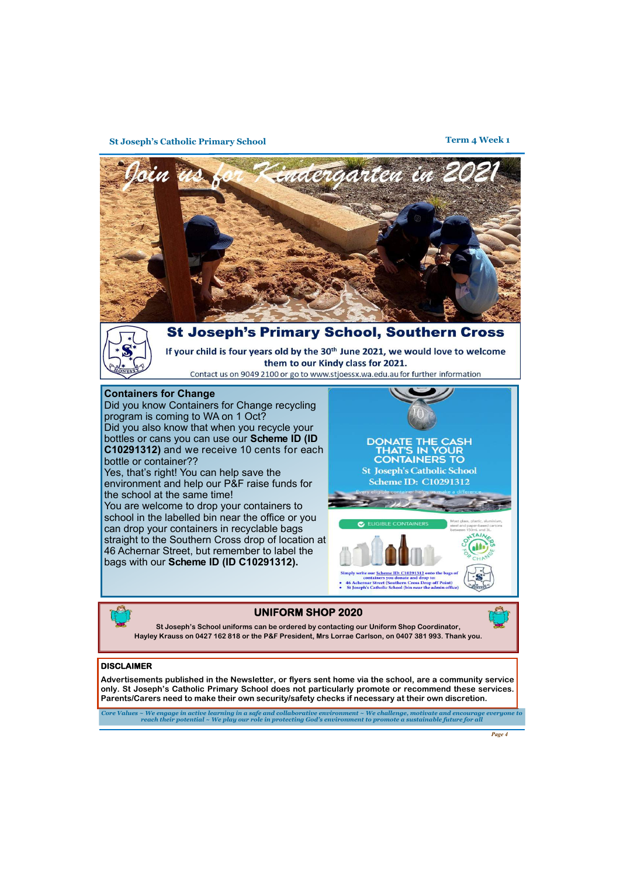# Join us for Kindergarten in 2021

## St Joseph's Primary School, Southern Cross

If your child is four years old by the 30th June 2021, we would love to welcome them to our Kindy class for 2021.

Contact us on 9049 2100 or go to www.stjoessx.wa.edu.au for further information

## Containers for Change

Did you know Containers for Change recycling program is coming to WA on 1 Oct?
Did you also know that when you recycle your bottles or cans you can use our **Scheme ID (ID C10291312)** and we receive 10 cents for each bottle or container??
Yes, that's right! You can help save the environment and help our P&F raise funds for the school at the same time!
You are welcome to drop your containers to school in the labelled bin near the office or you can drop your containers in recyclable bags straight to the Southern Cross drop of location at 46 Achernar Street, but remember to label the bags with our **Scheme ID (ID C10291312).**

DONATE THE CASH THAT'S IN YOUR CONTAINERS TO
St Joseph's Catholic School
Scheme ID: C10291312
Every eligible container helps us make a difference

ELIGIBLE CONTAINERS
Most glass, plastic, aluminium, steel and paper-based cartons between 150mL and 3L

Simply write our Scheme ID: C10291312 onto the bags of containers you donate and drop to:
- 46 Achernar Street (Southern Cross Drop off Point)
- St Joseph's Catholic School (bin near the admin office)

## UNIFORM SHOP 2020

**St Joseph's School uniforms can be ordered by contacting our Uniform Shop Coordinator, Hayley Krauss on 0427 162 818 or the P&F President, Mrs Lorrae Carlson, on 0407 381 993. Thank you.**

### DISCLAIMER

**Advertisements published in the Newsletter, or flyers sent home via the school, are a community service only. St Joseph's Catholic Primary School does not particularly promote or recommend these services. Parents/Carers need to make their own security/safety checks if necessary at their own discretion.**

*Core Values ~ We engage in active learning in a safe and collaborative environment ~ We challenge, motivate and encourage everyone to reach their potential ~ We play our role in protecting God's environment to promote a sustainable future for all*